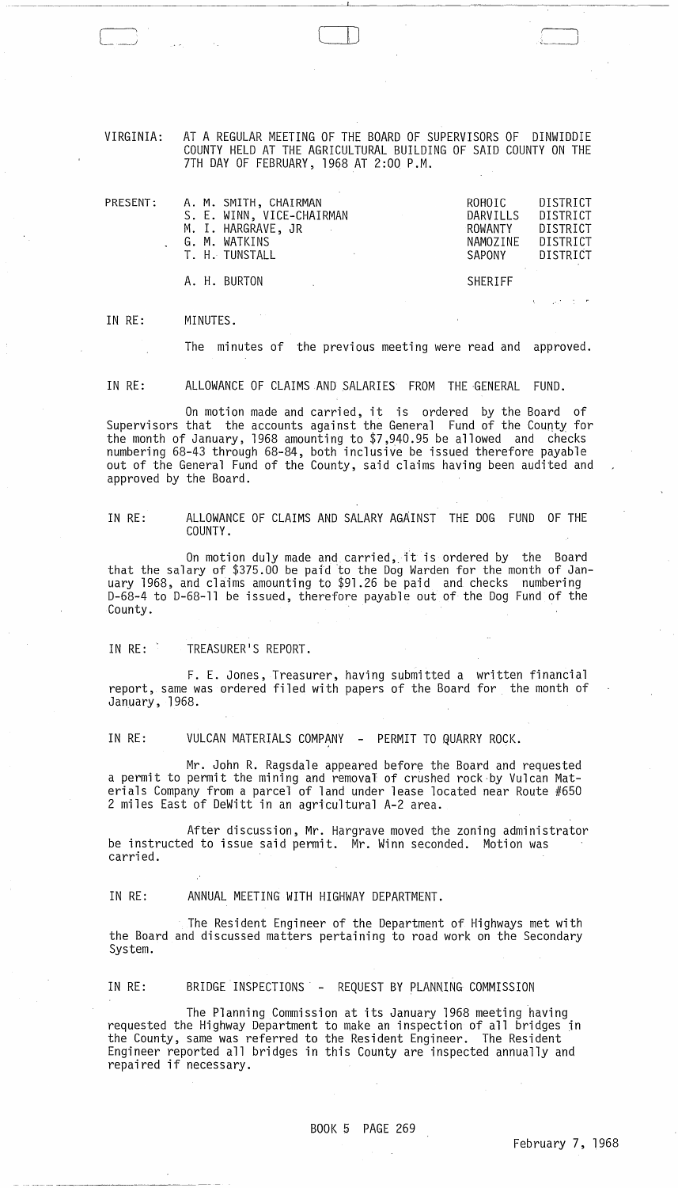VIRGINIA: AT A REGULAR MEETING OF THE BOARD OF SUPERVISORS OF DINWIDDIE COUNTY HELD AT THE AGRICULTURAL BUILDING OF SAID COUNTY ON THE 7TH DAY OF FEBRUARY, 1968 AT 2:00 P.M.

| PRESENT: | | | |
|---|---|---|---|
| | A. M. SMITH, CHAIRMAN | ROHOIC | DISTRICT |
| | S. E. WINN, VICE-CHAIRMAN | DARVILLS | DISTRICT |
| | M. I. HARGRAVE, JR | ROWANTY | DISTRICT |
| | G. M. WATKINS | NAMOZINE | DISTRICT |
| | T. H. TUNSTALL | SAPONY | DISTRICT |
| | A. H. BURTON | SHERIFF | |

IN RE: MINUTES.

The minutes of the previous meeting were read and approved.

IN RE: ALLOWANCE OF CLAIMS AND SALARIES FROM THE GENERAL FUND.

On motion made and carried, it is ordered by the Board of Supervisors that the accounts against the General Fund of the County for the month of January, 1968 amounting to $7,940.95 be allowed and checks numbering 68-43 through 68-84, both inclusive be issued therefore payable out of the General Fund of the County, said claims having been audited and approved by the Board.

IN RE: ALLOWANCE OF CLAIMS AND SALARY AGAINST THE DOG FUND OF THE COUNTY.

On motion duly made and carried, it is ordered by the Board that the salary of $375.00 be paid to the Dog Warden for the month of January 1968, and claims amounting to $91.26 be paid and checks numbering D-68-4 to D-68-11 be issued, therefore payable out of the Dog Fund of the County.

IN RE: TREASURER'S REPORT.

F. E. Jones, Treasurer, having submitted a written financial report, same was ordered filed with papers of the Board for the month of January, 1968.

IN RE: VULCAN MATERIALS COMPANY - PERMIT TO QUARRY ROCK.

Mr. John R. Ragsdale appeared before the Board and requested a permit to permit the mining and removal of crushed rock by Vulcan Materials Company from a parcel of land under lease located near Route #650 2 miles East of DeWitt in an agricultural A-2 area.

After discussion, Mr. Hargrave moved the zoning administrator be instructed to issue said permit. Mr. Winn seconded. Motion was carried.

IN RE: ANNUAL MEETING WITH HIGHWAY DEPARTMENT.

The Resident Engineer of the Department of Highways met with the Board and discussed matters pertaining to road work on the Secondary System.

IN RE: BRIDGE INSPECTIONS - REQUEST BY PLANNING COMMISSION

The Planning Commission at its January 1968 meeting having requested the Highway Department to make an inspection of all bridges in the County, same was referred to the Resident Engineer. The Resident Engineer reported all bridges in this County are inspected annually and repaired if necessary.

BOOK 5 PAGE 269

February 7, 1968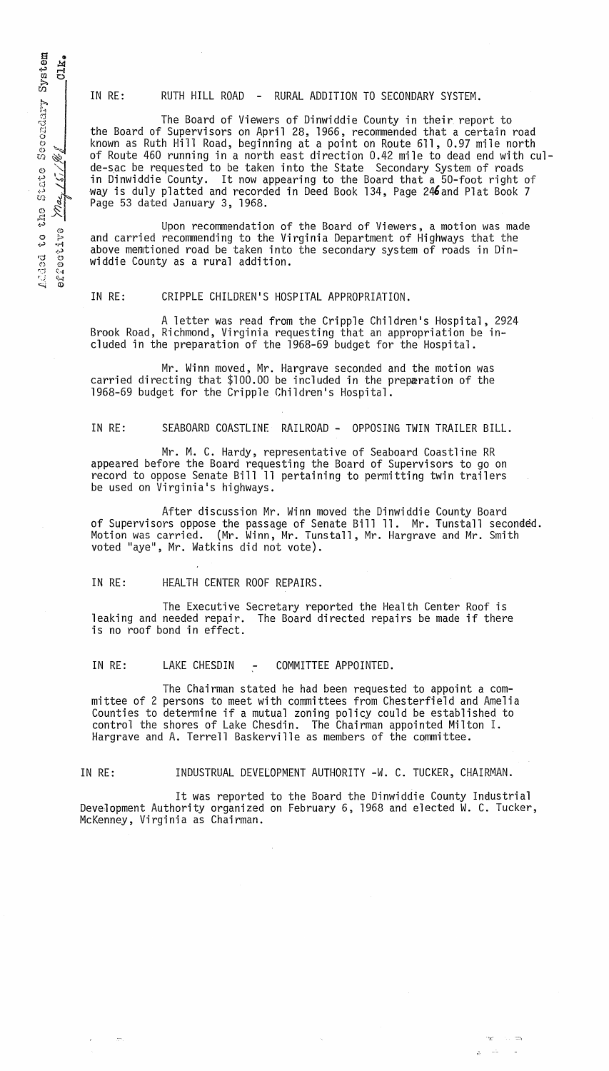Added to the State Secondary System effective May 15, 1968 _______ Clk.

IN RE: RUTH HILL ROAD - RURAL ADDITION TO SECONDARY SYSTEM.

The Board of Viewers of Dinwiddie County in their report to the Board of Supervisors on April 28, 1966, recommended that a certain road known as Ruth Hill Road, beginning at a point on Route 611, 0.97 mile north of Route 460 running in a north east direction 0.42 mile to dead end with cul-de-sac be requested to be taken into the State Secondary System of roads in Dinwiddie County. It now appearing to the Board that a 50-foot right of way is duly platted and recorded in Deed Book 134, Page 246 and Plat Book 7 Page 53 dated January 3, 1968.

Upon recommendation of the Board of Viewers, a motion was made and carried recommending to the Virginia Department of Highways that the above mentioned road be taken into the secondary system of roads in Dinwiddie County as a rural addition.

IN RE: CRIPPLE CHILDREN'S HOSPITAL APPROPRIATION.

A letter was read from the Cripple Children's Hospital, 2924 Brook Road, Richmond, Virginia requesting that an appropriation be included in the preparation of the 1968-69 budget for the Hospital.

Mr. Winn moved, Mr. Hargrave seconded and the motion was carried directing that $100.00 be included in the preparation of the 1968-69 budget for the Cripple Children's Hospital.

IN RE: SEABOARD COASTLINE RAILROAD - OPPOSING TWIN TRAILER BILL.

Mr. M. C. Hardy, representative of Seaboard Coastline RR appeared before the Board requesting the Board of Supervisors to go on record to oppose Senate Bill 11 pertaining to permitting twin trailers be used on Virginia's highways.

After discussion Mr. Winn moved the Dinwiddie County Board of Supervisors oppose the passage of Senate Bill 11. Mr. Tunstall seconded. Motion was carried. (Mr. Winn, Mr. Tunstall, Mr. Hargrave and Mr. Smith voted "aye", Mr. Watkins did not vote).

IN RE: HEALTH CENTER ROOF REPAIRS.

The Executive Secretary reported the Health Center Roof is leaking and needed repair. The Board directed repairs be made if there is no roof bond in effect.

IN RE: LAKE CHESDIN - COMMITTEE APPOINTED.

The Chairman stated he had been requested to appoint a committee of 2 persons to meet with committees from Chesterfield and Amelia Counties to determine if a mutual zoning policy could be established to control the shores of Lake Chesdin. The Chairman appointed Milton I. Hargrave and A. Terrell Baskerville as members of the committee.

IN RE: INDUSTRUAL DEVELOPMENT AUTHORITY -W. C. TUCKER, CHAIRMAN.

It was reported to the Board the Dinwiddie County Industrial Development Authority organized on February 6, 1968 and elected W. C. Tucker, McKenney, Virginia as Chairman.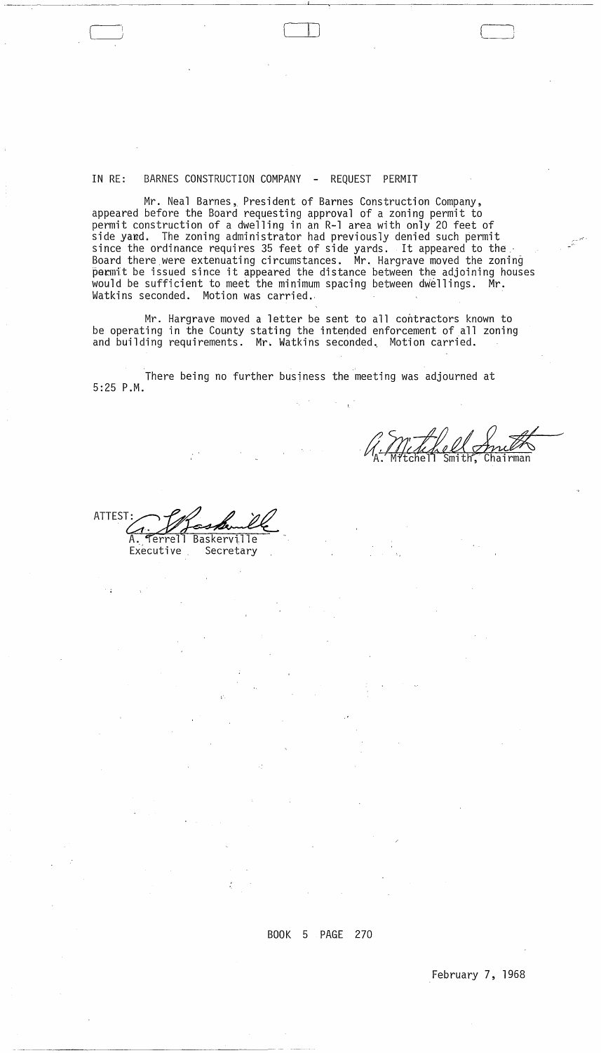IN RE: BARNES CONSTRUCTION COMPANY - REQUEST PERMIT

Mr. Neal Barnes, President of Barnes Construction Company, appeared before the Board requesting approval of a zoning permit to permit construction of a dwelling in an R-1 area with only 20 feet of side yard. The zoning administrator had previously denied such permit since the ordinance requires 35 feet of side yards. It appeared to the Board there were extenuating circumstances. Mr. Hargrave moved the zoning permit be issued since it appeared the distance between the adjoining houses would be sufficient to meet the minimum spacing between dwellings. Mr. Watkins seconded. Motion was carried.

Mr. Hargrave moved a letter be sent to all contractors known to be operating in the County stating the intended enforcement of all zoning and building requirements. Mr. Watkins seconded. Motion carried.

There being no further business the meeting was adjourned at 5:25 P.M.

A. Mitchell Smith, Chairman

ATTEST:

A. Terrell Baskerville
Executive Secretary

BOOK 5 PAGE 270

February 7, 1968